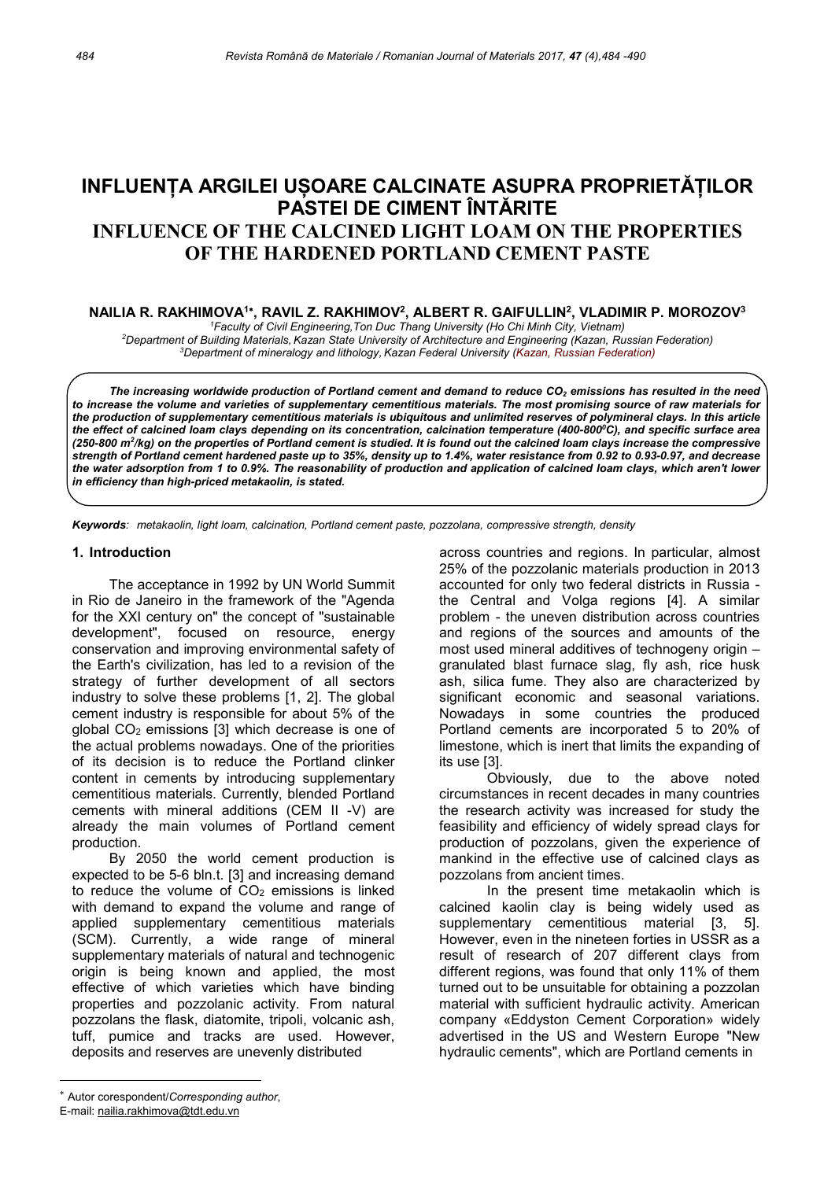# INFLUENȚA ARGILEI UȘOARE CALCINATE ASUPRA PROPRIETĂȚILOR PASTEI DE CIMENT ÎNTĂRITE

# INFLUENCE OF THE CALCINED LIGHT LOAM ON THE PROPERTIES OF THE HARDENED PORTLAND CEMENT PASTE

**NAILIA R. RAKHIMOVA[1*], RAVIL Z. RAKHIMOV[2], ALBERT R. GAIFULLIN[2], VLADIMIR P. MOROZOV[3]**

[1] *Faculty of Civil Engineering, Ton Duc Thang University (Ho Chi Minh City, Vietnam)*
[2] *Department of Building Materials, Kazan State University of Architecture and Engineering (Kazan, Russian Federation)*
[3] *Department of mineralogy and lithology, Kazan Federal University (Kazan, Russian Federation)*

***The increasing worldwide production of Portland cement and demand to reduce $CO_2$ emissions has resulted in the need to increase the volume and varieties of supplementary cementitious materials. The most promising source of raw materials for the production of supplementary cementitious materials is ubiquitous and unlimited reserves of polymineral clays. In this article the effect of calcined loam clays depending on its concentration, calcination temperature (400-800$^0$C), and specific surface area (250-800 $m^2$/kg) on the properties of Portland cement is studied. It is found out the calcined loam clays increase the compressive strength of Portland cement hardened paste up to 35%, density up to 1.4%, water resistance from 0.92 to 0.93-0.97, and decrease the water adsorption from 1 to 0.9%. The reasonability of production and application of calcined loam clays, which aren't lower in efficiency than high-priced metakaolin, is stated.***

***Keywords**: metakaolin, light loam, calcination, Portland cement paste, pozzolana, compressive strength, density*

## 1. Introduction

The acceptance in 1992 by UN World Summit in Rio de Janeiro in the framework of the "Agenda for the XXI century on" the concept of "sustainable development", focused on resource, energy conservation and improving environmental safety of the Earth's civilization, has led to a revision of the strategy of further development of all sectors industry to solve these problems [1, 2]. The global cement industry is responsible for about 5% of the global $CO_2$ emissions [3] which decrease is one of the actual problems nowadays. One of the priorities of its decision is to reduce the Portland clinker content in cements by introducing supplementary cementitious materials. Currently, blended Portland cements with mineral additions (CEM II -V) are already the main volumes of Portland cement production.

By 2050 the world cement production is expected to be 5-6 bln.t. [3] and increasing demand to reduce the volume of $CO_2$ emissions is linked with demand to expand the volume and range of applied supplementary cementitious materials (SCM). Currently, a wide range of mineral supplementary materials of natural and technogenic origin is being known and applied, the most effective of which varieties which have binding properties and pozzolanic activity. From natural pozzolans the flask, diatomite, tripoli, volcanic ash, tuff, pumice and tracks are used. However, deposits and reserves are unevenly distributed across countries and regions. In particular, almost 25% of the pozzolanic materials production in 2013 accounted for only two federal districts in Russia - the Central and Volga regions [4]. A similar problem - the uneven distribution across countries and regions of the sources and amounts of the most used mineral additives of technogeny origin – granulated blast furnace slag, fly ash, rice husk ash, silica fume. They also are characterized by significant economic and seasonal variations. Nowadays in some countries the produced Portland cements are incorporated 5 to 20% of limestone, which is inert that limits the expanding of its use [3].

Obviously, due to the above noted circumstances in recent decades in many countries the research activity was increased for study the feasibility and efficiency of widely spread clays for production of pozzolans, given the experience of mankind in the effective use of calcined clays as pozzolans from ancient times.

In the present time metakaolin which is calcined kaolin clay is being widely used as supplementary cementitious material [3, 5]. However, even in the nineteen forties in USSR as a result of research of 207 different clays from different regions, was found that only 11% of them turned out to be unsuitable for obtaining a pozzolan material with sufficient hydraulic activity. American company «Eddyston Cement Corporation» widely advertised in the US and Western Europe "New hydraulic cements", which are Portland cements in

---

\* Autor corespondent/*Corresponding author*,
E-mail: nailia.rakhimova@tdt.edu.vn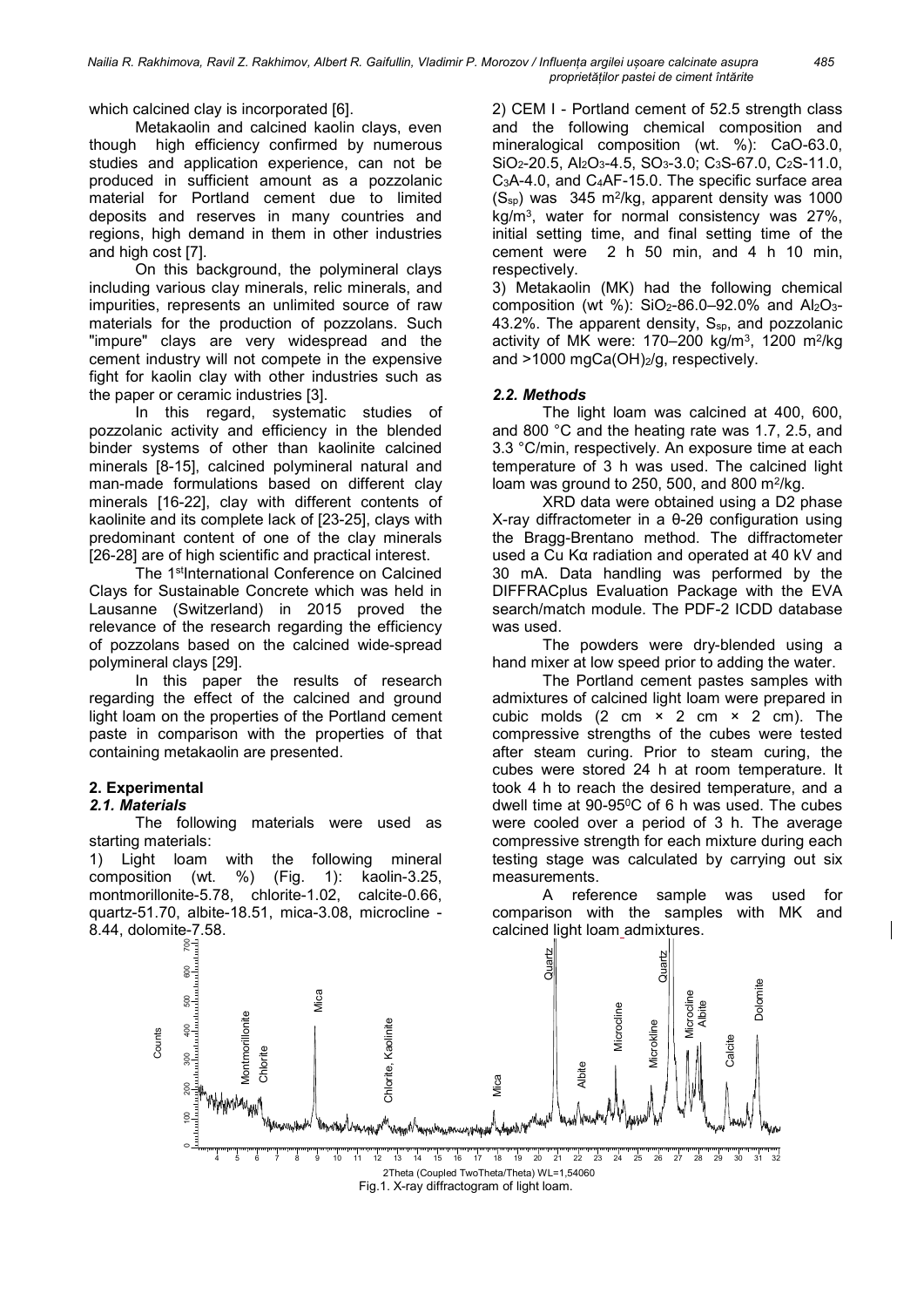which calcined clay is incorporated [6].

Metakaolin and calcined kaolin clays, even though high efficiency confirmed by numerous studies and application experience, can not be produced in sufficient amount as a pozzolanic material for Portland cement due to limited deposits and reserves in many countries and regions, high demand in them in other industries and high cost [7].

On this background, the polymineral clays including various clay minerals, relic minerals, and impurities, represents an unlimited source of raw materials for the production of pozzolans. Such "impure" clays are very widespread and the cement industry will not compete in the expensive fight for kaolin clay with other industries such as the paper or ceramic industries [3].

In this regard, systematic studies of pozzolanic activity and efficiency in the blended binder systems of other than kaolinite calcined minerals [8-15], calcined polymineral natural and man-made formulations based on different clay minerals [16-22], clay with different contents of kaolinite and its complete lack of [23-25], clays with predominant content of one of the clay minerals [26-28] are of high scientific and practical interest.

The 1stInternational Conference on Calcined Clays for Sustainable Concrete which was held in Lausanne (Switzerland) in 2015 proved the relevance of the research regarding the efficiency of pozzolans based on the calcined wide-spread polymineral clays [29].

In this paper the results of research regarding the effect of the calcined and ground light loam on the properties of the Portland cement paste in comparison with the properties of that containing metakaolin are presented.

## 2. Experimental

### *2.1. Materials*

The following materials were used as starting materials:

1) Light loam with the following mineral composition (wt. %) (Fig. 1): kaolin-3.25, montmorillonite-5.78, chlorite-1.02, calcite-0.66, quartz-51.70, albite-18.51, mica-3.08, microcline - 8.44, dolomite-7.58.

2) CEM I - Portland cement of 52.5 strength class and the following chemical composition and mineralogical composition (wt. %): CaO-63.0, $SiO_2$-20.5, $Al_2O_3$-4.5, $SO_3$-3.0; $C_3S$-67.0, $C_2S$-11.0, $C_3A$-4.0, and $C_4AF$-15.0. The specific surface area ($S_{sp}$) was 345 $m^2/kg$, apparent density was 1000 $kg/m^3$, water for normal consistency was 27%, initial setting time, and final setting time of the cement were 2 h 50 min, and 4 h 10 min, respectively.

3) Metakaolin (MK) had the following chemical composition (wt %): $SiO_2$-86.0–92.0% and $Al_2O_3$-43.2%. The apparent density, $S_{sp}$, and pozzolanic activity of MK were: 170–200 $kg/m^3$, 1200 $m^2/kg$ and >1000 $mgCa(OH)_2/g$, respectively.

### *2.2. Methods*

The light loam was calcined at 400, 600, and 800 °C and the heating rate was 1.7, 2.5, and 3.3 °C/min, respectively. An exposure time at each temperature of 3 h was used. The calcined light loam was ground to 250, 500, and 800 $m^2/kg$.

XRD data were obtained using a D2 phase X-ray diffractometer in a θ-2θ configuration using the Bragg-Brentano method. The diffractometer used a Cu Kα radiation and operated at 40 kV and 30 mA. Data handling was performed by the DIFFRACplus Evaluation Package with the EVA search/match module. The PDF-2 ICDD database was used.

The powders were dry-blended using a hand mixer at low speed prior to adding the water.

The Portland cement pastes samples with admixtures of calcined light loam were prepared in cubic molds (2 cm × 2 cm × 2 cm). The compressive strengths of the cubes were tested after steam curing. Prior to steam curing, the cubes were stored 24 h at room temperature. It took 4 h to reach the desired temperature, and a dwell time at 90-95°C of 6 h was used. The cubes were cooled over a period of 3 h. The average compressive strength for each mixture during each testing stage was calculated by carrying out six measurements.

A reference sample was used for comparison with the samples with MK and calcined light loam admixtures.

Fig.1. X-ray diffractogram of light loam.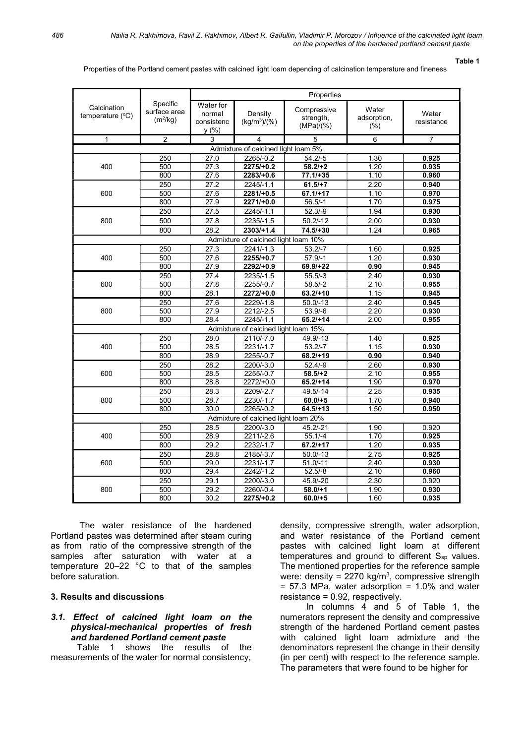**Table 1**

Properties of the Portland cement pastes with calcined light loam depending of calcination temperature and fineness

| Calcination temperature (°C) | Specific surface area ($m^2$/kg) | Properties | | | | |
|---|---|---|---|---|---|---|
| | | Water for normal consistency (%) | Density ($kg/m^3$)/(%) | Compressive strength, (MPa)/(%) | Water adsorption, (%) | Water resistance |
| 1 | 2 | 3 | 4 | 5 | 6 | 7 |
| Admixture of calcined light loam 5% | | | | | | |
| 400 | 250 | 27.0 | 2265/-0.2 | 54.2/-5 | 1.30 | **0.925** |
| | 500 | 27.3 | **2275/+0.2** | **58.2/+2** | 1.20 | **0.935** |
| | 800 | 27.6 | **2283/+0.6** | **77.1/+35** | 1.10 | **0.960** |
| 600 | 250 | 27.2 | 2245/-1.1 | **61.5/+7** | 2.20 | **0.940** |
| | 500 | 27.6 | **2281/+0.5** | **67.1/+17** | 1.10 | **0.970** |
| | 800 | 27.9 | **2271/+0.0** | 56.5/-1 | 1.70 | **0.975** |
| 800 | 250 | 27.5 | 2245/-1.1 | 52.3/-9 | 1.94 | **0.930** |
| | 500 | 27.8 | 2235/-1.5 | 50.2/-12 | 2.00 | **0.930** |
| | 800 | 28.2 | **2303/+1.4** | **74.5/+30** | 1.24 | **0.965** |
| Admixture of calcined light loam 10% | | | | | | |
| 400 | 250 | 27.3 | 2241/-1.3 | 53.2/-7 | 1.60 | **0.925** |
| | 500 | 27.6 | **2255/+0.7** | 57.9/-1 | 1.20 | **0.930** |
| | 800 | 27.9 | **2292/+0.9** | **69.9/+22** | **0.90** | **0.945** |
| 600 | 250 | 27.4 | 2235/-1.5 | 55.5/-3 | 2.40 | **0.930** |
| | 500 | 27.8 | 2255/-0.7 | 58.5/-2 | 2.10 | **0.955** |
| | 800 | 28.1 | **2272/+0.0** | **63.2/+10** | 1.15 | **0.945** |
| 800 | 250 | 27.6 | 2229/-1.8 | 50.0/-13 | 2.40 | **0.945** |
| | 500 | 27.9 | 2212/-2.5 | 53.9/-6 | 2.20 | **0.930** |
| | 800 | 28.4 | 2245/-1.1 | **65.2/+14** | 2.00 | **0.955** |
| Admixture of calcined light loam 15% | | | | | | |
| 400 | 250 | 28.0 | 2110/-7.0 | 49.9/-13 | 1.40 | **0.925** |
| | 500 | 28.5 | 2231/-1.7 | 53.2/-7 | 1.15 | **0.930** |
| | 800 | 28.9 | 2255/-0.7 | **68.2/+19** | **0.90** | **0.940** |
| 600 | 250 | 28.2 | 2200/-3.0 | 52.4/-9 | 2.60 | **0.930** |
| | 500 | 28.5 | 2255/-0.7 | **58.5/+2** | 2.10 | **0.955** |
| | 800 | 28.8 | 2272/+0.0 | **65.2/+14** | 1.90 | **0.970** |
| 800 | 250 | 28.3 | 2209/-2.7 | 49.5/-14 | 2.25 | **0.935** |
| | 500 | 28.7 | 2230/-1.7 | **60.0/+5** | 1.70 | **0.940** |
| | 800 | 30.0 | 2265/-0.2 | **64.5/+13** | 1.50 | **0.950** |
| Admixture of calcined light loam 20% | | | | | | |
| 400 | 250 | 28.5 | 2200/-3.0 | 45.2/-21 | 1.90 | 0.920 |
| | 500 | 28.9 | 2211/-2.6 | 55.1/-4 | 1.70 | **0.925** |
| | 800 | 29.2 | 2232/-1.7 | **67.2/+17** | 1.20 | **0.935** |
| 600 | 250 | 28.8 | 2185/-3.7 | 50.0/-13 | 2.75 | **0.925** |
| | 500 | 29.0 | 2231/-1.7 | 51.0/-11 | 2.40 | **0.930** |
| | 800 | 29.4 | 2242/-1.2 | 52.5/-8 | 2.10 | **0.960** |
| 800 | 250 | 29.1 | 2200/-3.0 | 45.9/-20 | 2.30 | 0.920 |
| | 500 | 29.2 | 2260/-0.4 | **58.0/+1** | 1.90 | **0.930** |
| | 800 | 30.2 | **2275/+0.2** | **60.0/+5** | 1.60 | **0.935** |

The water resistance of the hardened Portland pastes was determined after steam curing as from ratio of the compressive strength of the samples after saturation with water at a temperature 20–22 °C to that of the samples before saturation.

## 3. Results and discussions

### *3.1. Effect of calcined light loam on the physical-mechanical properties of fresh and hardened Portland cement paste*

Table 1 shows the results of the measurements of the water for normal consistency, density, compressive strength, water adsorption, and water resistance of the Portland cement pastes with calcined light loam at different temperatures and ground to different $S_{sp}$ values. The mentioned properties for the reference sample were: density = 2270 $kg/m^3$, compressive strength = 57.3 MPa, water adsorption = 1.0% and water resistance = 0.92, respectively.

In columns 4 and 5 of Table 1, the numerators represent the density and compressive strength of the hardened Portland cement pastes with calcined light loam admixture and the denominators represent the change in their density (in per cent) with respect to the reference sample. The parameters that were found to be higher for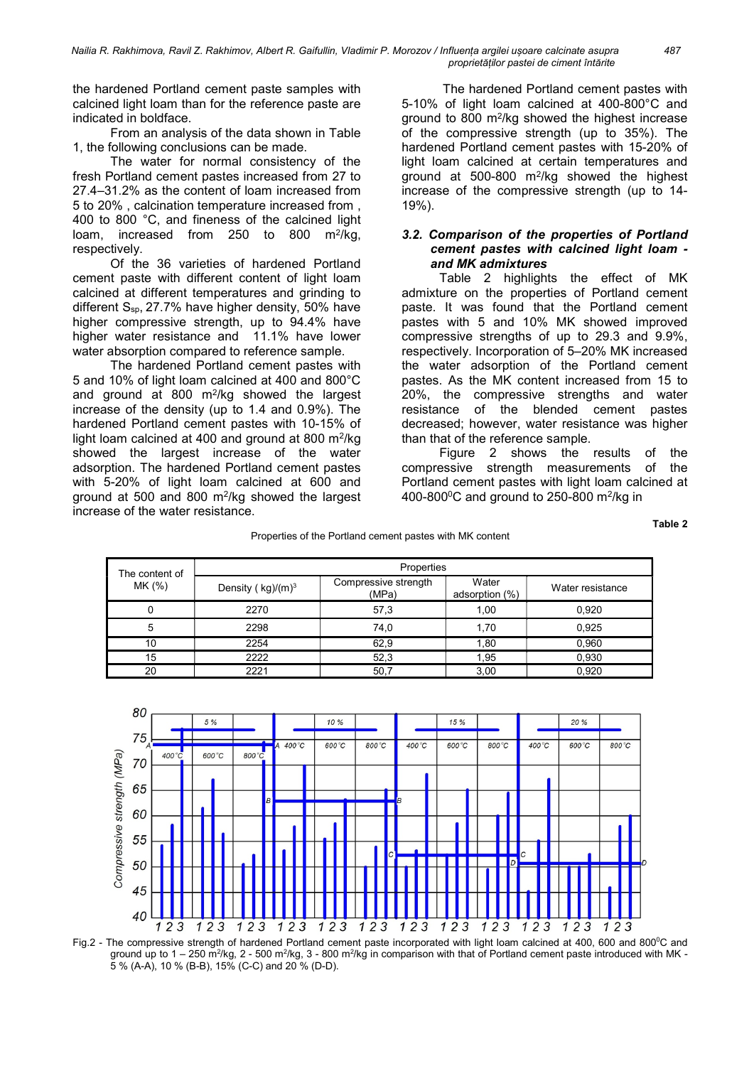the hardened Portland cement paste samples with calcined light loam than for the reference paste are indicated in boldface.

From an analysis of the data shown in Table 1, the following conclusions can be made.

The water for normal consistency of the fresh Portland cement pastes increased from 27 to 27.4–31.2% as the content of loam increased from 5 to 20% , calcination temperature increased from , 400 to 800 °C, and fineness of the calcined light loam, increased from 250 to 800 m$^2$/kg, respectively.

Of the 36 varieties of hardened Portland cement paste with different content of light loam calcined at different temperatures and grinding to different $S_{sp}$, 27.7% have higher density, 50% have higher compressive strength, up to 94.4% have higher water resistance and 11.1% have lower water absorption compared to reference sample.

The hardened Portland cement pastes with 5 and 10% of light loam calcined at 400 and 800°C and ground at 800 m$^2$/kg showed the largest increase of the density (up to 1.4 and 0.9%). The hardened Portland cement pastes with 10-15% of light loam calcined at 400 and ground at 800 m$^2$/kg showed the largest increase of the water adsorption. The hardened Portland cement pastes with 5-20% of light loam calcined at 600 and ground at 500 and 800 m$^2$/kg showed the largest increase of the water resistance.

The hardened Portland cement pastes with 5-10% of light loam calcined at 400-800°C and ground to 800 m$^2$/kg showed the highest increase of the compressive strength (up to 35%). The hardened Portland cement pastes with 15-20% of light loam calcined at certain temperatures and ground at 500-800 m$^2$/kg showed the highest increase of the compressive strength (up to 14-19%).

### *3.2. Comparison of the properties of Portland cement pastes with calcined light loam - and MK admixtures*

Table 2 highlights the effect of MK admixture on the properties of Portland cement paste. It was found that the Portland cement pastes with 5 and 10% MK showed improved compressive strengths of up to 29.3 and 9.9%, respectively. Incorporation of 5–20% MK increased the water adsorption of the Portland cement pastes. As the MK content increased from 15 to 20%, the compressive strengths and water resistance of the blended cement pastes decreased; however, water resistance was higher than that of the reference sample.

Figure 2 shows the results of the compressive strength measurements of the Portland cement pastes with light loam calcined at 400-800$^0$C and ground to 250-800 m$^2$/kg in

**Table 2**

Properties of the Portland cement pastes with MK content

| The content of MK (%) | Properties | | | |
|---|---|---|---|---|
| | Density ( kg)/(m)$^3$ | Compressive strength (MPa) | Water adsorption (%) | Water resistance |
| 0 | 2270 | 57,3 | 1,00 | 0,920 |
| 5 | 2298 | 74,0 | 1,70 | 0,925 |
| 10 | 2254 | 62,9 | 1,80 | 0,960 |
| 15 | 2222 | 52,3 | 1,95 | 0,930 |
| 20 | 2221 | 50,7 | 3,00 | 0,920 |

Fig.2 - The compressive strength of hardened Portland cement paste incorporated with light loam calcined at 400, 600 and 800$^0$C and ground up to 1 – 250 m$^2$/kg, 2 - 500 m$^2$/kg, 3 - 800 m$^2$/kg in comparison with that of Portland cement paste introduced with MK - 5 % (A-A), 10 % (B-B), 15% (C-C) and 20 % (D-D).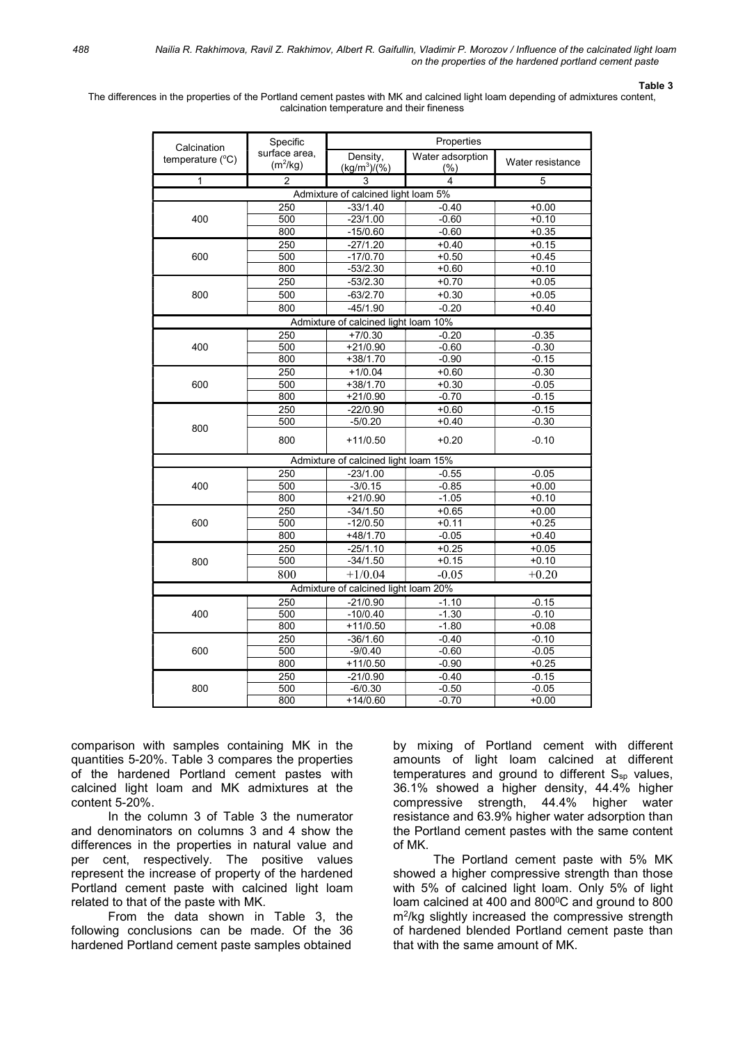**Table 3**

The differences in the properties of the Portland cement pastes with MK and calcined light loam depending of admixtures content, calcination temperature and their fineness

| Calcination temperature (°C) | Specific surface area, ($m^2$/kg) | Density, ($kg/m^3$)/(%) | Water adsorption (%) | Water resistance |
|---|---|---|---|---|
| 1 | 2 | 3 | 4 | 5 |
| Admixture of calcined light loam 5% | | | | |
| 400 | 250 | -33/1.40 | -0.40 | +0.00 |
| | 500 | -23/1.00 | -0.60 | +0.10 |
| | 800 | -15/0.60 | -0.60 | +0.35 |
| 600 | 250 | -27/1.20 | +0.40 | +0.15 |
| | 500 | -17/0.70 | +0.50 | +0.45 |
| | 800 | -53/2.30 | +0.60 | +0.10 |
| 800 | 250 | -53/2.30 | +0.70 | +0.05 |
| | 500 | -63/2.70 | +0.30 | +0.05 |
| | 800 | -45/1.90 | -0.20 | +0.40 |
| Admixture of calcined light loam 10% | | | | |
| 400 | 250 | +7/0.30 | -0.20 | -0.35 |
| | 500 | +21/0.90 | -0.60 | -0.30 |
| | 800 | +38/1.70 | -0.90 | -0.15 |
| 600 | 250 | +1/0.04 | +0.60 | -0.30 |
| | 500 | +38/1.70 | +0.30 | -0.05 |
| | 800 | +21/0.90 | -0.70 | -0.15 |
| 800 | 250 | -22/0.90 | +0.60 | -0.15 |
| | 500 | -5/0.20 | +0.40 | -0.30 |
| | 800 | +11/0.50 | +0.20 | -0.10 |
| Admixture of calcined light loam 15% | | | | |
| 400 | 250 | -23/1.00 | -0.55 | -0.05 |
| | 500 | -3/0.15 | -0.85 | +0.00 |
| | 800 | +21/0.90 | -1.05 | +0.10 |
| 600 | 250 | -34/1.50 | +0.65 | +0.00 |
| | 500 | -12/0.50 | +0.11 | +0.25 |
| | 800 | +48/1.70 | -0.05 | +0.40 |
| 800 | 250 | -25/1.10 | +0.25 | +0.05 |
| | 500 | -34/1.50 | +0.15 | +0.10 |
| | 800 | +1/0.04 | -0.05 | +0.20 |
| Admixture of calcined light loam 20% | | | | |
| 400 | 250 | -21/0.90 | -1.10 | -0.15 |
| | 500 | -10/0.40 | -1.30 | -0.10 |
| | 800 | +11/0.50 | -1.80 | +0.08 |
| 600 | 250 | -36/1.60 | -0.40 | -0.10 |
| | 500 | -9/0.40 | -0.60 | -0.05 |
| | 800 | +11/0.50 | -0.90 | +0.25 |
| 800 | 250 | -21/0.90 | -0.40 | -0.15 |
| | 500 | -6/0.30 | -0.50 | -0.05 |
| | 800 | +14/0.60 | -0.70 | +0.00 |

comparison with samples containing MK in the quantities 5-20%. Table 3 compares the properties of the hardened Portland cement pastes with calcined light loam and MK admixtures at the content 5-20%.

In the column 3 of Table 3 the numerator and denominators on columns 3 and 4 show the differences in the properties in natural value and per cent, respectively. The positive values represent the increase of property of the hardened Portland cement paste with calcined light loam related to that of the paste with MK.

From the data shown in Table 3, the following conclusions can be made. Of the 36 hardened Portland cement paste samples obtained by mixing of Portland cement with different amounts of light loam calcined at different temperatures and ground to different $S_{sp}$ values, 36.1% showed a higher density, 44.4% higher compressive strength, 44.4% higher water resistance and 63.9% higher water adsorption than the Portland cement pastes with the same content of MK.

The Portland cement paste with 5% MK showed a higher compressive strength than those with 5% of calcined light loam. Only 5% of light loam calcined at 400 and 800$^0$C and ground to 800 $m^2$/kg slightly increased the compressive strength of hardened blended Portland cement paste than that with the same amount of MK.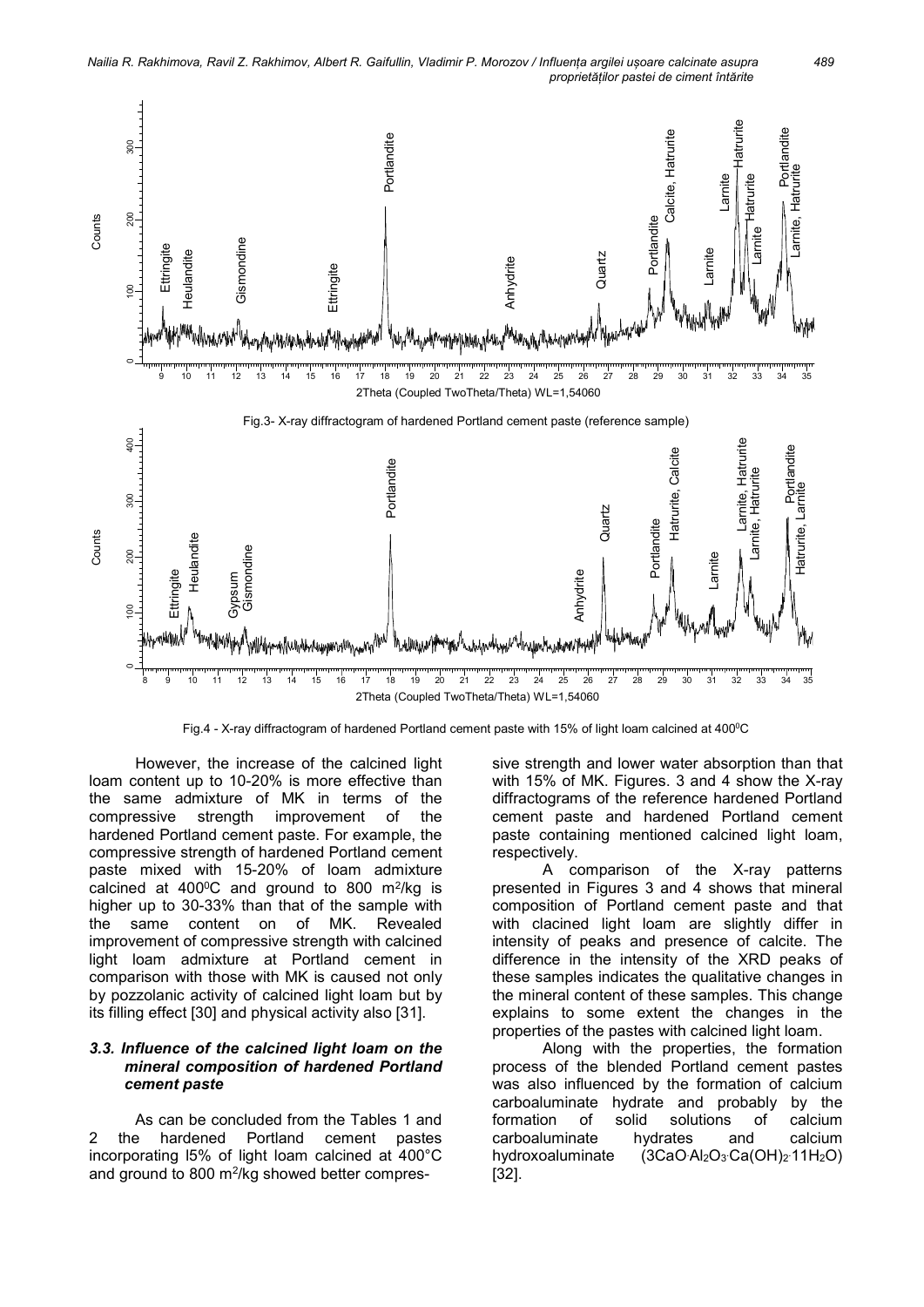Fig.3- X-ray diffractogram of hardened Portland cement paste (reference sample)

Fig.4 - X-ray diffractogram of hardened Portland cement paste with 15% of light loam calcined at 400$^0$C

However, the increase of the calcined light loam content up to 10-20% is more effective than the same admixture of MK in terms of the compressive strength improvement of the hardened Portland cement paste. For example, the compressive strength of hardened Portland cement paste mixed with 15-20% of loam admixture calcined at 400$^0$C and ground to 800 $m^2$/kg is higher up to 30-33% than that of the sample with the same content on of MK. Revealed improvement of compressive strength with calcined light loam admixture at Portland cement in comparison with those with MK is caused not only by pozzolanic activity of calcined light loam but by its filling effect [30] and physical activity also [31].

### *3.3. Influence of the calcined light loam on the mineral composition of hardened Portland cement paste*

As can be concluded from the Tables 1 and 2 the hardened Portland cement pastes incorporating l5% of light loam calcined at 400°C and ground to 800 $m^2$/kg showed better compressive strength and lower water absorption than that with 15% of MK. Figures. 3 and 4 show the X-ray diffractograms of the reference hardened Portland cement paste and hardened Portland cement paste containing mentioned calcined light loam, respectively.

A comparison of the X-ray patterns presented in Figures 3 and 4 shows that mineral composition of Portland cement paste and that with clacined light loam are slightly differ in intensity of peaks and presence of calcite. The difference in the intensity of the XRD peaks of these samples indicates the qualitative changes in the mineral content of these samples. This change explains to some extent the changes in the properties of the pastes with calcined light loam.

Along with the properties, the formation process of the blended Portland cement pastes was also influenced by the formation of calcium carboaluminate hydrate and probably by the formation of solid solutions of calcium carboaluminate hydrates and calcium hydroxoaluminate ($3CaO{\cdot}Al_2O_3{\cdot}Ca(OH)_2{\cdot}11H_2O$) [32].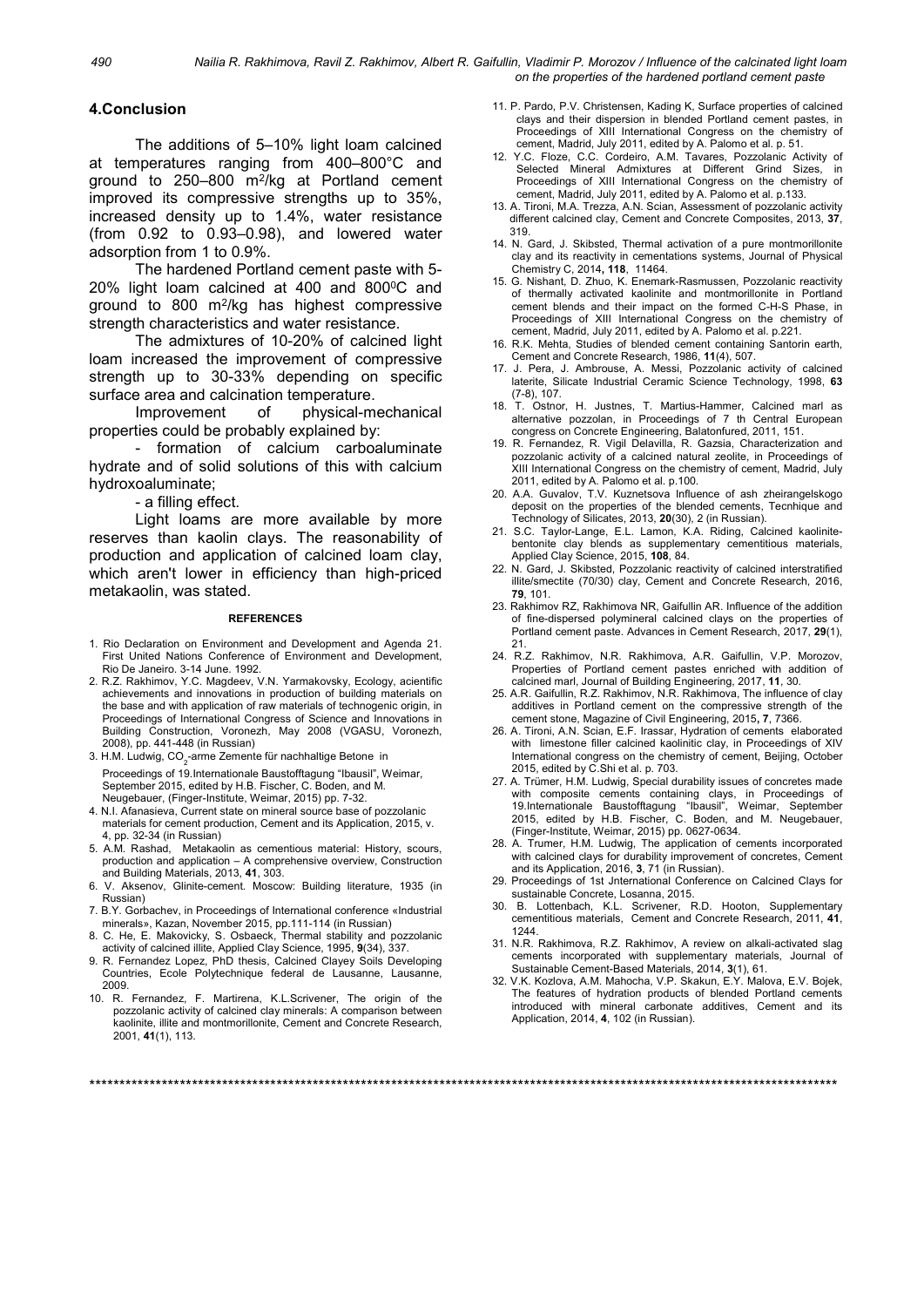## 4.Conclusion

The additions of 5–10% light loam calcined at temperatures ranging from 400–800°C and ground to 250–800 $m^2/kg$ at Portland cement improved its compressive strengths up to 35%, increased density up to 1.4%, water resistance (from 0.92 to 0.93–0.98), and lowered water adsorption from 1 to 0.9%.

The hardened Portland cement paste with 5-20% light loam calcined at 400 and 800$^0$C and ground to 800 $m^2/kg$ has highest compressive strength characteristics and water resistance.

The admixtures of 10-20% of calcined light loam increased the improvement of compressive strength up to 30-33% depending on specific surface area and calcination temperature.

Improvement of physical-mechanical properties could be probably explained by:

- formation of calcium carboaluminate hydrate and of solid solutions of this with calcium hydroxoaluminate;
- a filling effect.

Light loams are more available by more reserves than kaolin clays. The reasonability of production and application of calcined loam clay, which aren't lower in efficiency than high-priced metakaolin, was stated.

#### REFERENCES

1. Rio Declaration on Environment and Development and Agenda 21. First United Nations Conference of Environment and Development, Rio De Janeiro. 3-14 June. 1992.
2. R.Z. Rakhimov, Y.C. Magdeev, V.N. Yarmakovsky, Ecology, acientific achievements and innovations in production of building materials on the base and with application of raw materials of technogenic origin, in Proceedings of International Congress of Science and Innovations in Building Construction, Voronezh, May 2008 (VGASU, Voronezh, 2008), pp. 441-448 (in Russian)
3. H.M. Ludwig, $CO_2$-arme Zemente für nachhaltige Betone in Proceedings of 19.Internationale Baustofftagung "Ibausil", Weimar, September 2015, edited by H.B. Fischer, C. Boden, and M. Neugebauer, (Finger-Institute, Weimar, 2015) pp. 7-32.
4. N.I. Afanasieva, Current state on mineral source base of pozzolanic materials for cement production, Cement and its Application, 2015, v. 4, pp. 32-34 (in Russian)
5. A.M. Rashad, Metakaolin as cementious material: History, scours, production and application – A comprehensive overview, Construction and Building Materials, 2013, **41**, 303.
6. V. Aksenov, Glinite-cement. Moscow: Building literature, 1935 (in Russian)
7. B.Y. Gorbachev, in Proceedings of International conference «Industrial minerals», Kazan, November 2015, pp.111-114 (in Russian)
8. C. He, E. Makovicky, S. Osbaeck, Thermal stability and pozzolanic activity of calcined illite, Applied Clay Science, 1995, **9**(34), 337.
9. R. Fernandez Lopez, PhD thesis, Calcined Clayey Soils Developing Countries, Ecole Polytechnique federal de Lausanne, Lausanne, 2009.
10. R. Fernandez, F. Martirena, K.L.Scrivener, The origin of the pozzolanic activity of calcined clay minerals: A comparison between kaolinite, illite and montmorillonite, Cement and Concrete Research, 2001, **41**(1), 113.
11. P. Pardo, P.V. Christensen, Kading K, Surface properties of calcined clays and their dispersion in blended Portland cement pastes, in Proceedings of XIII International Congress on the chemistry of cement, Madrid, July 2011, edited by A. Palomo et al. p. 51.
12. Y.C. Floze, C.C. Cordeiro, A.M. Tavares, Pozzolanic Activity of Selected Mineral Admixtures at Different Grind Sizes, in Proceedings of XIII International Congress on the chemistry of cement, Madrid, July 2011, edited by A. Palomo et al. p.133.
13. A. Tironi, M.A. Trezza, A.N. Scian, Assessment of pozzolanic activity different calcined clay, Cement and Concrete Composites, 2013, **37**, 319.
14. N. Gard, J. Skibsted, Thermal activation of a pure montmorillonite clay and its reactivity in cementations systems, Journal of Physical Chemistry C, 2014, **118**, 11464.
15. G. Nishant, D. Zhuo, K. Enemark-Rasmussen, Pozzolanic reactivity of thermally activated kaolinite and montmorillonite in Portland cement blends and their impact on the formed C-H-S Phase, in Proceedings of XIII International Congress on the chemistry of cement, Madrid, July 2011, edited by A. Palomo et al. p.221.
16. R.K. Mehta, Studies of blended cement containing Santorin earth, Cement and Concrete Research, 1986, **11**(4), 507.
17. J. Pera, J. Ambrouse, A. Messi, Pozzolanic activity of calcined laterite, Silicate Industrial Ceramic Science Technology, 1998, **63** (7-8), 107.
18. T. Ostnor, H. Justnes, T. Martius-Hammer, Calcined marl as alternative pozzolan, in Proceedings of 7 th Central European congress on Concrete Engineering, Balatonfured, 2011, 151.
19. R. Fernandez, R. Vigil Delavilla, R. Gazsia, Characterization and pozzolanic activity of a calcined natural zeolite, in Proceedings of XIII International Congress on the chemistry of cement, Madrid, July 2011, edited by A. Palomo et al. p.100.
20. A.A. Guvalov, T.V. Kuznetsova Influence of ash zheirangelskogo deposit on the properties of the blended cements, Tecnhique and Technology of Silicates, 2013, **20**(30), 2 (in Russian).
21. S.C. Taylor-Lange, E.L. Lamon, K.A. Riding, Calcined kaolinite-bentonite clay blends as supplementary cementitious materials, Applied Clay Science, 2015, **108**, 84.
22. N. Gard, J. Skibsted, Pozzolanic reactivity of calcined interstratified illite/smectite (70/30) clay, Cement and Concrete Research, 2016, **79**, 101.
23. Rakhimov RZ, Rakhimova NR, Gaifullin AR. Influence of the addition of fine-dispersed polymineral calcined clays on the properties of Portland cement paste. Advances in Cement Research, 2017, **29**(1), 21.
24. R.Z. Rakhimov, N.R. Rakhimova, A.R. Gaifullin, V.P. Morozov, Properties of Portland cement pastes enriched with addition of calcined marl, Journal of Building Engineering, 2017, **11**, 30.
25. A.R. Gaifullin, R.Z. Rakhimov, N.R. Rakhimova, The influence of clay additives in Portland cement on the compressive strength of the cement stone, Magazine of Civil Engineering, 2015**, 7**, 7366.
26. A. Tironi, A.N. Scian, E.F. Irassar, Hydration of cements elaborated with limestone filler calcined kaolinitic clay, in Proceedings of XIV International congress on the chemistry of cement, Beijing, October 2015, edited by C.Shi et al. p. 703.
27. A. Trümer, H.M. Ludwig, Special durability issues of concretes made with composite cements containing clays, in Proceedings of 19.Internationale Baustofftagung "Ibausil", Weimar, September 2015, edited by H.B. Fischer, C. Boden, and M. Neugebauer, (Finger-Institute, Weimar, 2015) pp. 0627-0634.
28. A. Trumer, H.M. Ludwig, The application of cements incorporated with calcined clays for durability improvement of concretes, Cement and its Application, 2016, **3**, 71 (in Russian).
29. Proceedings of 1st Jnternational Conference on Calcined Clays for sustainable Concrete, Losanna, 2015.
30. B. Lottenbach, K.L. Scrivener, R.D. Hooton, Supplementary cementitious materials, Cement and Concrete Research, 2011, **41**, 1244.
31. N.R. Rakhimova, R.Z. Rakhimov, A review on alkali-activated slag cements incorporated with supplementary materials, Journal of Sustainable Cement-Based Materials, 2014, **3**(1), 61.
32. V.K. Kozlova, A.M. Mahocha, V.P. Skakun, E.Y. Malova, E.V. Bojek, The features of hydration products of blended Portland cements introduced with mineral carbonate additives, Cement and its Application, 2014, **4**, 102 (in Russian).